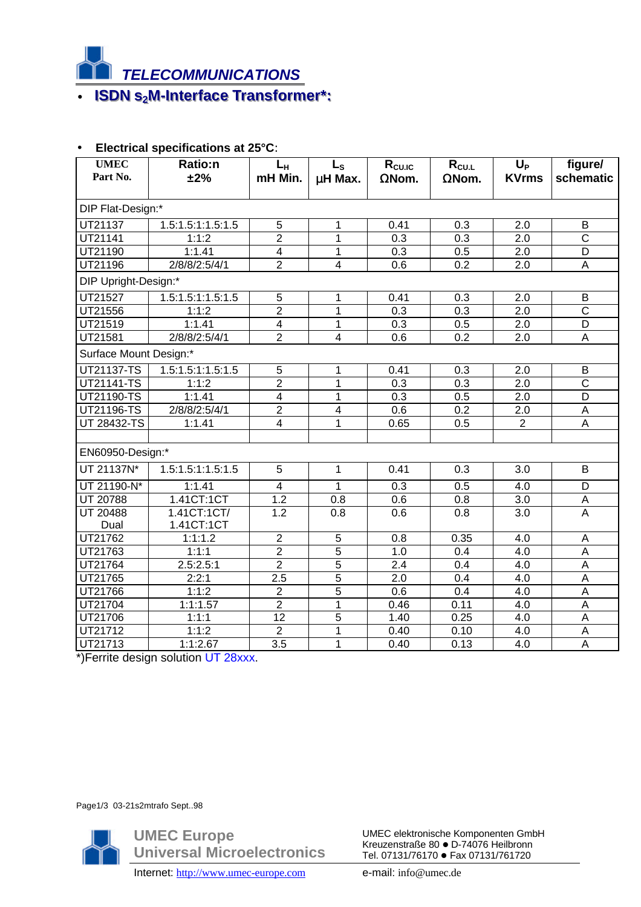# TELECOMMUNICATIONS

## ISDN $s_2$M-Interface Transformer*:

- **Electrical specifications at 25°C**:

| UMEC Part No. | Ratio:n ±2% | $L_H$ mH Min. | $L_S$ µH Max. | $R_{CU.IC}$ ΩNom. | $R_{CU.L}$ ΩNom. | $U_P$ KVrms | figure/ schematic |
|---|---|---|---|---|---|---|---|
| DIP Flat-Design:* | | | | | | | |
| UT21137 | 1.5:1.5:1:1.5:1.5 | 5 | 1 | 0.41 | 0.3 | 2.0 | B |
| UT21141 | 1:1:2 | 2 | 1 | 0.3 | 0.3 | 2.0 | C |
| UT21190 | 1:1.41 | 4 | 1 | 0.3 | 0.5 | 2.0 | D |
| UT21196 | 2/8/8/2:5/4/1 | 2 | 4 | 0.6 | 0.2 | 2.0 | A |
| DIP Upright-Design:* | | | | | | | |
| UT21527 | 1.5:1.5:1:1.5:1.5 | 5 | 1 | 0.41 | 0.3 | 2.0 | B |
| UT21556 | 1:1:2 | 2 | 1 | 0.3 | 0.3 | 2.0 | C |
| UT21519 | 1:1.41 | 4 | 1 | 0.3 | 0.5 | 2.0 | D |
| UT21581 | 2/8/8/2:5/4/1 | 2 | 4 | 0.6 | 0.2 | 2.0 | A |
| Surface Mount Design:* | | | | | | | |
| UT21137-TS | 1.5:1.5:1:1.5:1.5 | 5 | 1 | 0.41 | 0.3 | 2.0 | B |
| UT21141-TS | 1:1:2 | 2 | 1 | 0.3 | 0.3 | 2.0 | C |
| UT21190-TS | 1:1.41 | 4 | 1 | 0.3 | 0.5 | 2.0 | D |
| UT21196-TS | 2/8/8/2:5/4/1 | 2 | 4 | 0.6 | 0.2 | 2.0 | A |
| UT 28432-TS | 1:1.41 | 4 | 1 | 0.65 | 0.5 | 2 | A |
| | | | | | | | |
| EN60950-Design:* | | | | | | | |
| UT 21137N* | 1.5:1.5:1:1.5:1.5 | 5 | 1 | 0.41 | 0.3 | 3.0 | B |
| UT 21190-N* | 1:1.41 | 4 | 1 | 0.3 | 0.5 | 4.0 | D |
| UT 20788 | 1.41CT:1CT | 1.2 | 0.8 | 0.6 | 0.8 | 3.0 | A |
| UT 20488 Dual | 1.41CT:1CT/ 1.41CT:1CT | 1.2 | 0.8 | 0.6 | 0.8 | 3.0 | A |
| UT21762 | 1:1:1.2 | 2 | 5 | 0.8 | 0.35 | 4.0 | A |
| UT21763 | 1:1:1 | 2 | 5 | 1.0 | 0.4 | 4.0 | A |
| UT21764 | 2.5:2.5:1 | 2 | 5 | 2.4 | 0.4 | 4.0 | A |
| UT21765 | 2:2:1 | 2.5 | 5 | 2.0 | 0.4 | 4.0 | A |
| UT21766 | 1:1:2 | 2 | 5 | 0.6 | 0.4 | 4.0 | A |
| UT21704 | 1:1:1.57 | 2 | 1 | 0.46 | 0.11 | 4.0 | A |
| UT21706 | 1:1:1 | 12 | 5 | 1.40 | 0.25 | 4.0 | A |
| UT21712 | 1:1:2 | 2 | 1 | 0.40 | 0.10 | 4.0 | A |
| UT21713 | 1:1:2.67 | 3.5 | 1 | 0.40 | 0.13 | 4.0 | A |

*)Ferrite design solution UT 28xxx.

Page1/3 03-21s2mtrafo Sept..98

**UMEC Europe**
**Universal Microelectronics**

UMEC elektronische Komponenten GmbH
Kreuzenstraße 80 ● D-74076 Heilbronn
Tel. 07131/76170 ● Fax 07131/761720

Internet: http://www.umec-europe.com
e-mail: info@umec.de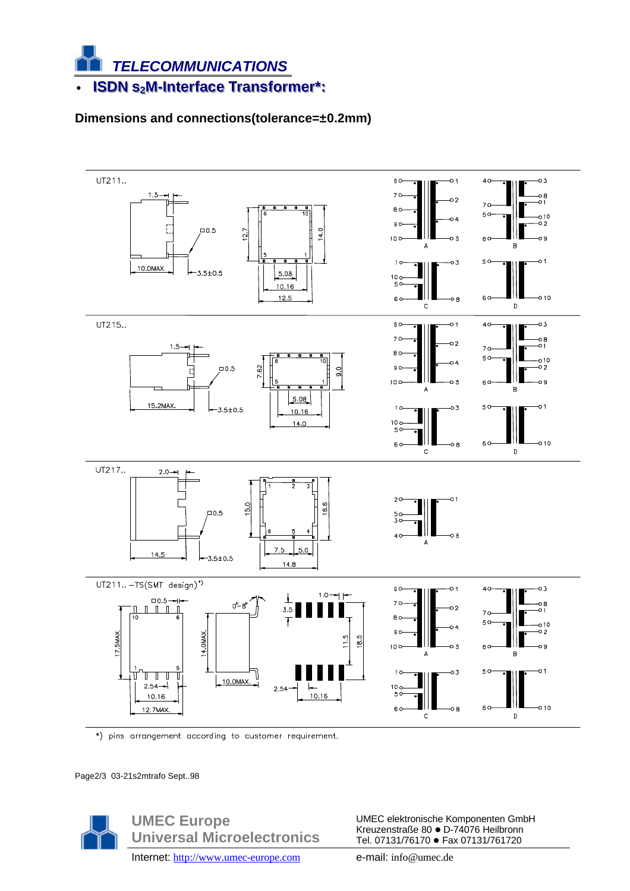# TELECOMMUNICATIONS

- **ISDN $s_2$M-Interface Transformer*:**

**Dimensions and connections(tolerance=±0.2mm)**

UT211..

UT215..

UT217..

UT211.. –TS(SMT design)*)

*) pins arrangement according to customer requirement.

Page2/3 03-21s2mtrafo Sept..98

**UMEC Europe**
**Universal Microelectronics**

Internet: http://www.umec-europe.com

UMEC elektronische Komponenten GmbH
Kreuzenstraße 80 ● D-74076 Heilbronn
Tel. 07131/76170 ● Fax 07131/761720

e-mail: info@umec.de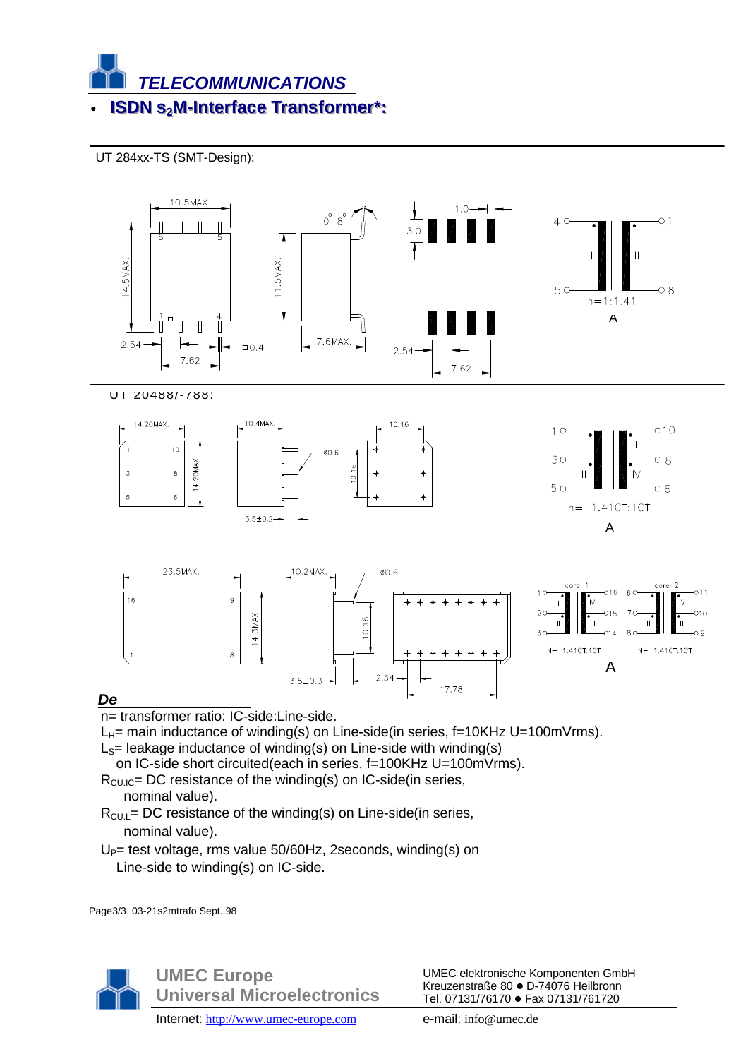# TELECOMMUNICATIONS

- **ISDN $s_2$M-Interface Transformer*:**

UT 284xx-TS (SMT-Design):

10.5MAX.
14.5MAX.
11.5MAX.
0°–8°
1.0
3.0
2.54
7.62
0.4
7.6MAX.
2.54
7.62

4 1
I II
5 8
n=1:1.41
A

UT 20488/-788:

14.20MAX.
14.20MAX.
10.4MAX.
ø0.6
3.5±0.2
10.16
10.16

1 10
3 8
5 6
I III
II IV
n= 1.41CT:1CT
A

23.5MAX.
14.3MAX.
10.2MAX.
ø0.6
10.16
3.5±0.3
2.54
17.78

core 1 core 2
1 16 6 11
2 15 7 10
3 14 8 9
N= 1.41CT:1CT N= 1.41CT:1CT
A

***De***

n= transformer ratio: IC-side:Line-side.

$L_H$= main inductance of winding(s) on Line-side(in series, f=10KHz U=100mVrms).

$L_S$= leakage inductance of winding(s) on Line-side with winding(s) on IC-side short circuited(each in series, f=100KHz U=100mVrms).

$R_{CU.IC}$= DC resistance of the winding(s) on IC-side(in series, nominal value).

$R_{CU.L}$= DC resistance of the winding(s) on Line-side(in series, nominal value).

$U_P$= test voltage, rms value 50/60Hz, 2seconds, winding(s) on Line-side to winding(s) on IC-side.

Page3/3 03-21s2mtrafo Sept..98

**UMEC Europe**
**Universal Microelectronics**

Internet: http://www.umec-europe.com

UMEC elektronische Komponenten GmbH
Kreuzenstraße 80 ● D-74076 Heilbronn
Tel. 07131/76170 ● Fax 07131/761720

e-mail: info@umec.de